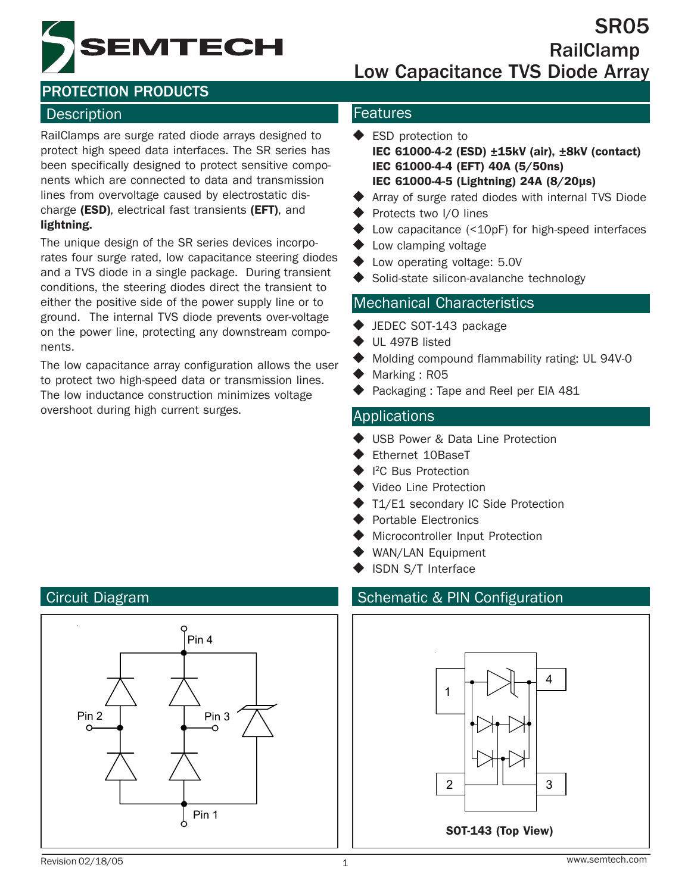# SR05

## RailClamp

## Low Capacitance TVS Diode Array

**PROTECTION PRODUCTS**

### Description

RailClamps are surge rated diode arrays designed to protect high speed data interfaces. The SR series has been specifically designed to protect sensitive components which are connected to data and transmission lines from overvoltage caused by electrostatic discharge **(ESD)**, electrical fast transients **(EFT)**, and **lightning.**

The unique design of the SR series devices incorporates four surge rated, low capacitance steering diodes and a TVS diode in a single package. During transient conditions, the steering diodes direct the transient to either the positive side of the power supply line or to ground. The internal TVS diode prevents over-voltage on the power line, protecting any downstream components.

The low capacitance array configuration allows the user to protect two high-speed data or transmission lines. The low inductance construction minimizes voltage overshoot during high current surges.

### Features

- ESD protection to
  **IEC 61000-4-2 (ESD) ±15kV (air), ±8kV (contact)**
  **IEC 61000-4-4 (EFT) 40A (5/50ns)**
  **IEC 61000-4-5 (Lightning) 24A (8/20μs)**
- Array of surge rated diodes with internal TVS Diode
- Protects two I/O lines
- Low capacitance (<10pF) for high-speed interfaces
- Low clamping voltage
- Low operating voltage: 5.0V
- Solid-state silicon-avalanche technology

### Mechanical Characteristics

- JEDEC SOT-143 package
- UL 497B listed
- Molding compound flammability rating: UL 94V-0
- Marking : R05
- Packaging : Tape and Reel per EIA 481

### Applications

- USB Power & Data Line Protection
- Ethernet 10BaseT
- I²C Bus Protection
- Video Line Protection
- T1/E1 secondary IC Side Protection
- Portable Electronics
- Microcontroller Input Protection
- WAN/LAN Equipment
- ISDN S/T Interface

### Circuit Diagram

Pin 4, Pin 2, Pin 3, Pin 1

### Schematic & PIN Configuration

1, 2, 3, 4

**SOT-143 (Top View)**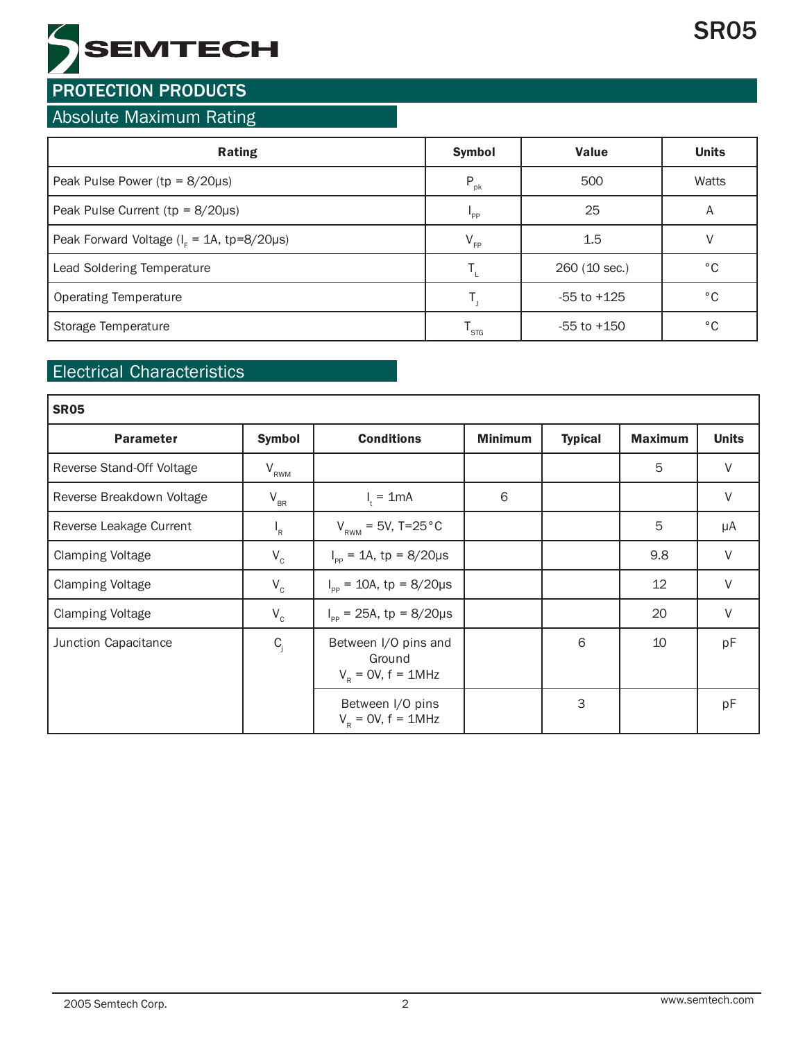## PROTECTION PRODUCTS

### Absolute Maximum Rating

| Rating | Symbol | Value | Units |
|---|---|---|---|
| Peak Pulse Power (tp = 8/20μs) | $P_{pk}$ | 500 | Watts |
| Peak Pulse Current (tp = 8/20μs) | $I_{PP}$ | 25 | A |
| Peak Forward Voltage ($I_F$ = 1A, tp=8/20μs) | $V_{FP}$ | 1.5 | V |
| Lead Soldering Temperature | $T_L$ | 260 (10 sec.) | °C |
| Operating Temperature | $T_J$ | -55 to +125 | °C |
| Storage Temperature | $T_{STG}$ | -55 to +150 | °C |

### Electrical Characteristics

**SR05**

| Parameter | Symbol | Conditions | Minimum | Typical | Maximum | Units |
|---|---|---|---|---|---|---|
| Reverse Stand-Off Voltage | $V_{RWM}$ | | | | 5 | V |
| Reverse Breakdown Voltage | $V_{BR}$ | $I_t$ = 1mA | 6 | | | V |
| Reverse Leakage Current | $I_R$ | $V_{RWM}$ = 5V, T=25°C | | | 5 | μA |
| Clamping Voltage | $V_C$ | $I_{PP}$ = 1A, tp = 8/20μs | | | 9.8 | V |
| Clamping Voltage | $V_C$ | $I_{PP}$ = 10A, tp = 8/20μs | | | 12 | V |
| Clamping Voltage | $V_C$ | $I_{PP}$ = 25A, tp = 8/20μs | | | 20 | V |
| Junction Capacitance | $C_j$ | Between I/O pins and Ground $V_R$ = 0V, f = 1MHz | | 6 | 10 | pF |
| | | Between I/O pins $V_R$ = 0V, f = 1MHz | | 3 | | pF |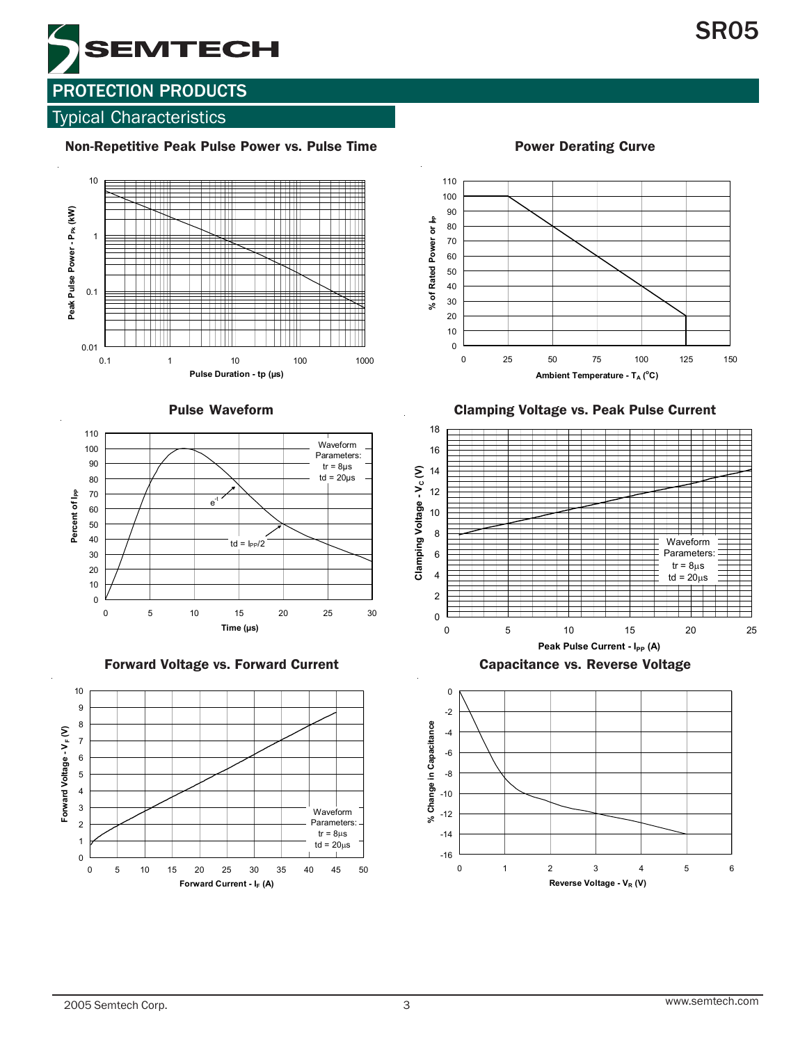## PROTECTION PRODUCTS

### Typical Characteristics

**Non-Repetitive Peak Pulse Power vs. Pulse Time**

Peak Pulse Power - $P_{Pk}$ (kW)

Pulse Duration - tp (µs)

**Power Derating Curve**

% of Rated Power or $I_{PP}$

Ambient Temperature - $T_A$ (°C)

**Pulse Waveform**

Percent of $I_{PP}$

Time (µs)

Waveform Parameters: tr = 8µs td = 20µs

$e^{-t}$

td = $I_{PP}/2$

**Clamping Voltage vs. Peak Pulse Current**

Clamping Voltage - $V_C$ (V)

Peak Pulse Current - $I_{PP}$ (A)

Waveform Parameters: tr = 8µs td = 20µs

**Forward Voltage vs. Forward Current**

Forward Voltage - $V_F$ (V)

Forward Current - $I_F$ (A)

Waveform Parameters: tr = 8µs td = 20µs

**Capacitance vs. Reverse Voltage**

% Change in Capacitance

Reverse Voltage - $V_R$ (V)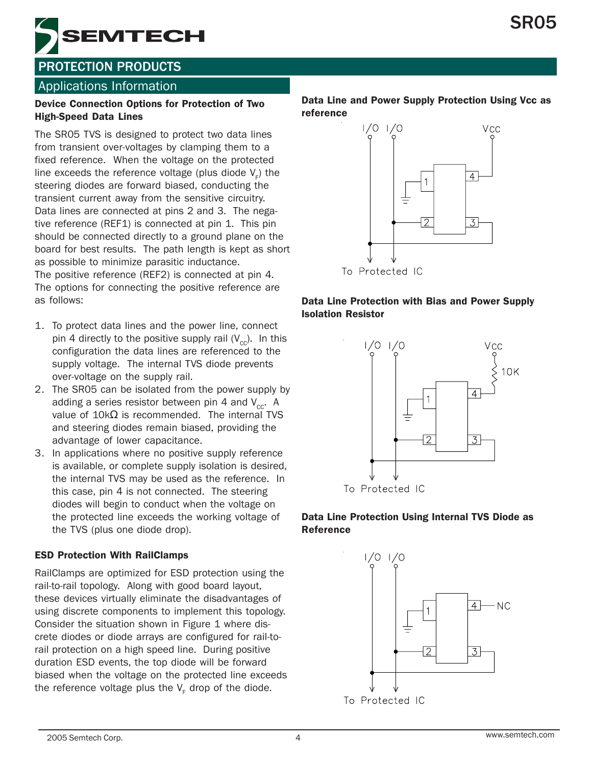## PROTECTION PRODUCTS

### Applications Information

**Device Connection Options for Protection of Two High-Speed Data Lines**

The SR05 TVS is designed to protect two data lines from transient over-voltages by clamping them to a fixed reference. When the voltage on the protected line exceeds the reference voltage (plus diode $V_F$) the steering diodes are forward biased, conducting the transient current away from the sensitive circuitry. Data lines are connected at pins 2 and 3. The negative reference (REF1) is connected at pin 1. This pin should be connected directly to a ground plane on the board for best results. The path length is kept as short as possible to minimize parasitic inductance. The positive reference (REF2) is connected at pin 4. The options for connecting the positive reference are as follows:

1. To protect data lines and the power line, connect pin 4 directly to the positive supply rail ($V_{CC}$). In this configuration the data lines are referenced to the supply voltage. The internal TVS diode prevents over-voltage on the supply rail.
2. The SR05 can be isolated from the power supply by adding a series resistor between pin 4 and $V_{CC}$. A value of 10kΩ is recommended. The internal TVS and steering diodes remain biased, providing the advantage of lower capacitance.
3. In applications where no positive supply reference is available, or complete supply isolation is desired, the internal TVS may be used as the reference. In this case, pin 4 is not connected. The steering diodes will begin to conduct when the voltage on the protected line exceeds the working voltage of the TVS (plus one diode drop).

**ESD Protection With RailClamps**

RailClamps are optimized for ESD protection using the rail-to-rail topology. Along with good board layout, these devices virtually eliminate the disadvantages of using discrete components to implement this topology. Consider the situation shown in Figure 1 where discrete diodes or diode arrays are configured for rail-to-rail protection on a high speed line. During positive duration ESD events, the top diode will be forward biased when the voltage on the protected line exceeds the reference voltage plus the $V_F$ drop of the diode.

**Data Line and Power Supply Protection Using Vcc as reference**

I/O I/O Vcc

To Protected IC

**Data Line Protection with Bias and Power Supply Isolation Resistor**

I/O I/O Vcc 10K

To Protected IC

**Data Line Protection Using Internal TVS Diode as Reference**

I/O I/O NC

To Protected IC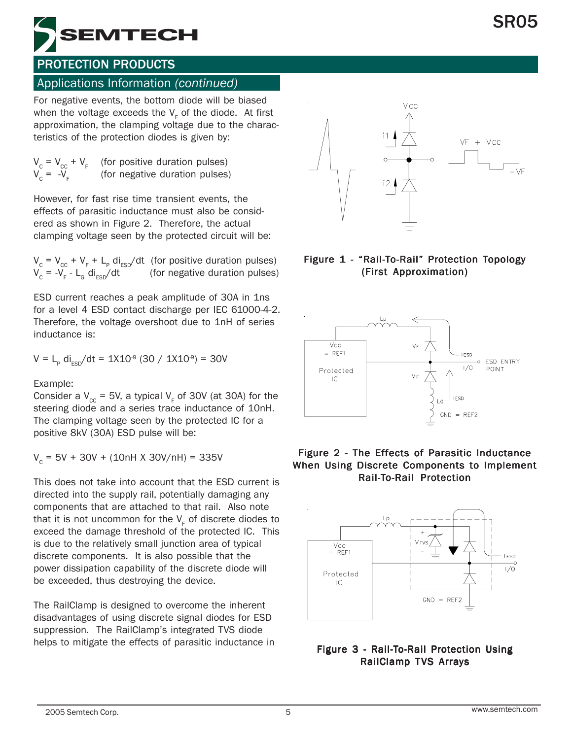## Applications Information *(continued)*

For negative events, the bottom diode will be biased when the voltage exceeds the $V_F$ of the diode. At first approximation, the clamping voltage due to the characteristics of the protection diodes is given by:

$V_C = V_{CC} + V_F$ (for positive duration pulses)
$V_C = -V_F$ (for negative duration pulses)

However, for fast rise time transient events, the effects of parasitic inductance must also be considered as shown in Figure 2. Therefore, the actual clamping voltage seen by the protected circuit will be:

$V_C = V_{CC} + V_F + L_P \, di_{ESD}/dt$ (for positive duration pulses)
$V_C = -V_F - L_G \, di_{ESD}/dt$ (for negative duration pulses)

ESD current reaches a peak amplitude of 30A in 1ns for a level 4 ESD contact discharge per IEC 61000-4-2. Therefore, the voltage overshoot due to 1nH of series inductance is:

$$V = L_P \, di_{ESD}/dt = 1X10^{-9} (30 / 1X10^{-9}) = 30V$$

Example:
Consider a $V_{CC}$ = 5V, a typical $V_F$ of 30V (at 30A) for the steering diode and a series trace inductance of 10nH. The clamping voltage seen by the protected IC for a positive 8kV (30A) ESD pulse will be:

$$V_C = 5V + 30V + (10nH \text{ X } 30V/nH) = 335V$$

This does not take into account that the ESD current is directed into the supply rail, potentially damaging any components that are attached to that rail. Also note that it is not uncommon for the $V_F$ of discrete diodes to exceed the damage threshold of the protected IC. This is due to the relatively small junction area of typical discrete components. It is also possible that the power dissipation capability of the discrete diode will be exceeded, thus destroying the device.

The RailClamp is designed to overcome the inherent disadvantages of using discrete signal diodes for ESD suppression. The RailClamp's integrated TVS diode helps to mitigate the effects of parasitic inductance in

**Figure 1 - "Rail-To-Rail" Protection Topology (First Approximation)**

**Figure 2 - The Effects of Parasitic Inductance When Using Discrete Components to Implement Rail-To-Rail Protection**

**Figure 3 - Rail-To-Rail Protection Using RailClamp TVS Arrays**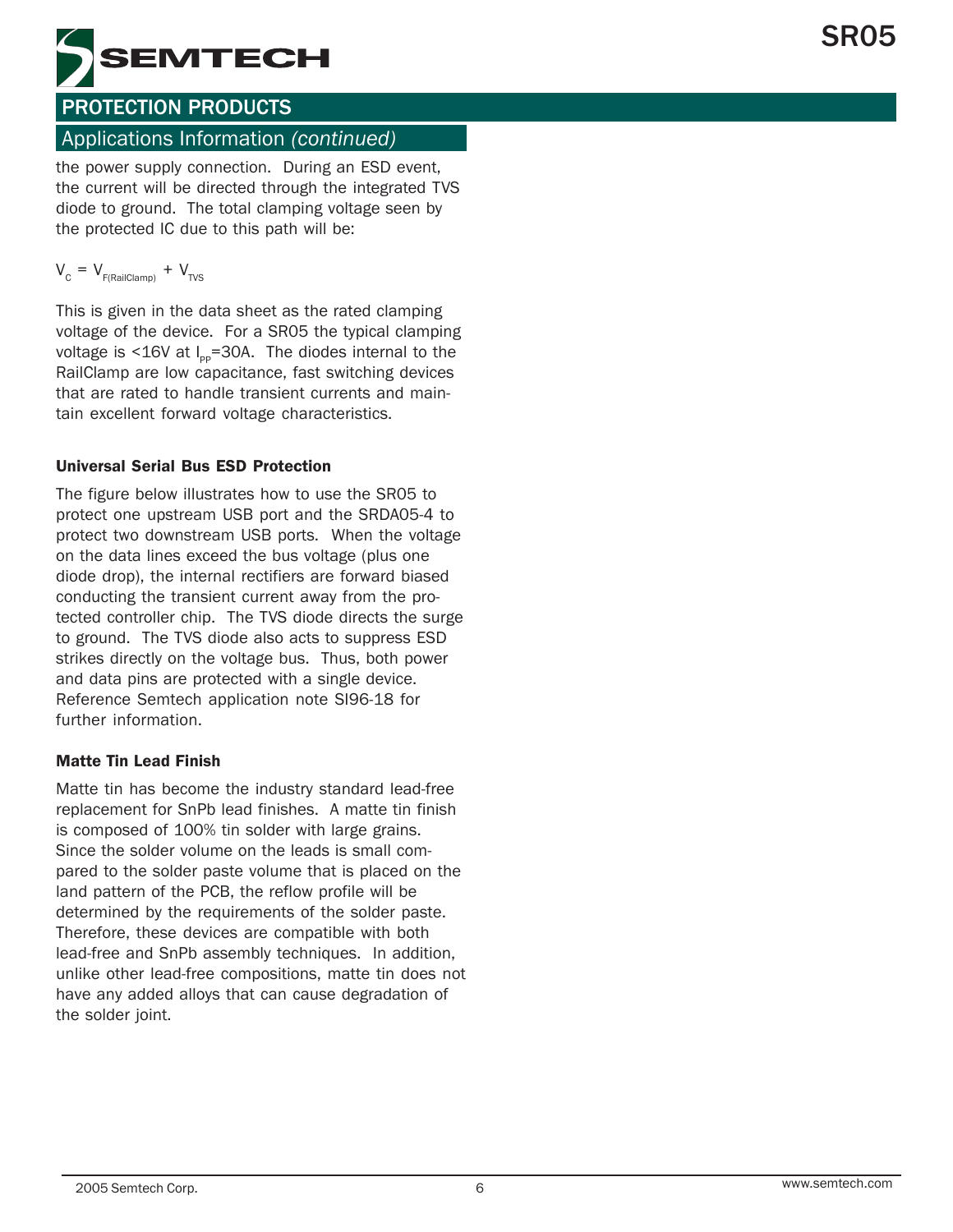## Applications Information *(continued)*

the power supply connection. During an ESD event, the current will be directed through the integrated TVS diode to ground. The total clamping voltage seen by the protected IC due to this path will be:

$$V_C = V_{F(RailClamp)} + V_{TVS}$$

This is given in the data sheet as the rated clamping voltage of the device. For a SR05 the typical clamping voltage is <16V at $I_{pp}$=30A. The diodes internal to the RailClamp are low capacitance, fast switching devices that are rated to handle transient currents and maintain excellent forward voltage characteristics.

### Universal Serial Bus ESD Protection

The figure below illustrates how to use the SR05 to protect one upstream USB port and the SRDA05-4 to protect two downstream USB ports. When the voltage on the data lines exceed the bus voltage (plus one diode drop), the internal rectifiers are forward biased conducting the transient current away from the protected controller chip. The TVS diode directs the surge to ground. The TVS diode also acts to suppress ESD strikes directly on the voltage bus. Thus, both power and data pins are protected with a single device. Reference Semtech application note SI96-18 for further information.

### Matte Tin Lead Finish

Matte tin has become the industry standard lead-free replacement for SnPb lead finishes. A matte tin finish is composed of 100% tin solder with large grains. Since the solder volume on the leads is small compared to the solder paste volume that is placed on the land pattern of the PCB, the reflow profile will be determined by the requirements of the solder paste. Therefore, these devices are compatible with both lead-free and SnPb assembly techniques. In addition, unlike other lead-free compositions, matte tin does not have any added alloys that can cause degradation of the solder joint.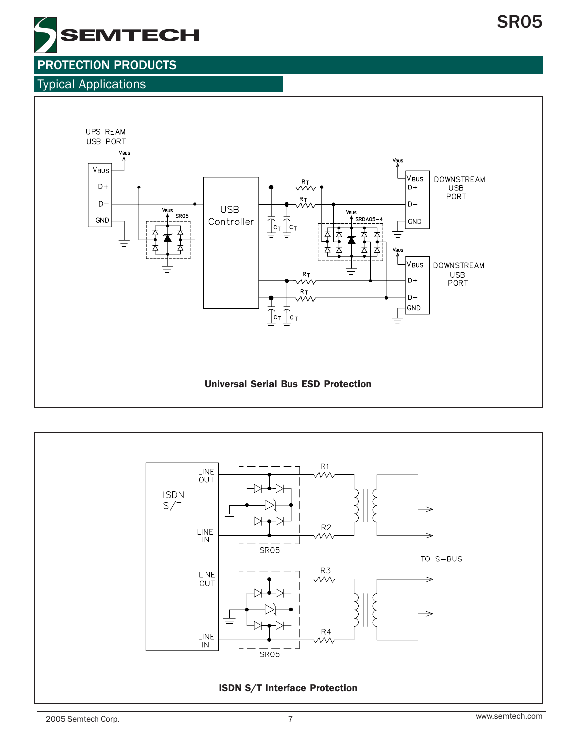## PROTECTION PRODUCTS

### Typical Applications

UPSTREAM USB PORT

VBUS

D+

D−

GND

SR05

USB Controller

RT

CT

SRDA05-4

DOWNSTREAM USB PORT

**Universal Serial Bus ESD Protection**

ISDN S/T

LINE OUT

LINE IN

SR05

R1

R2

R3

R4

TO S−BUS

**ISDN S/T Interface Protection**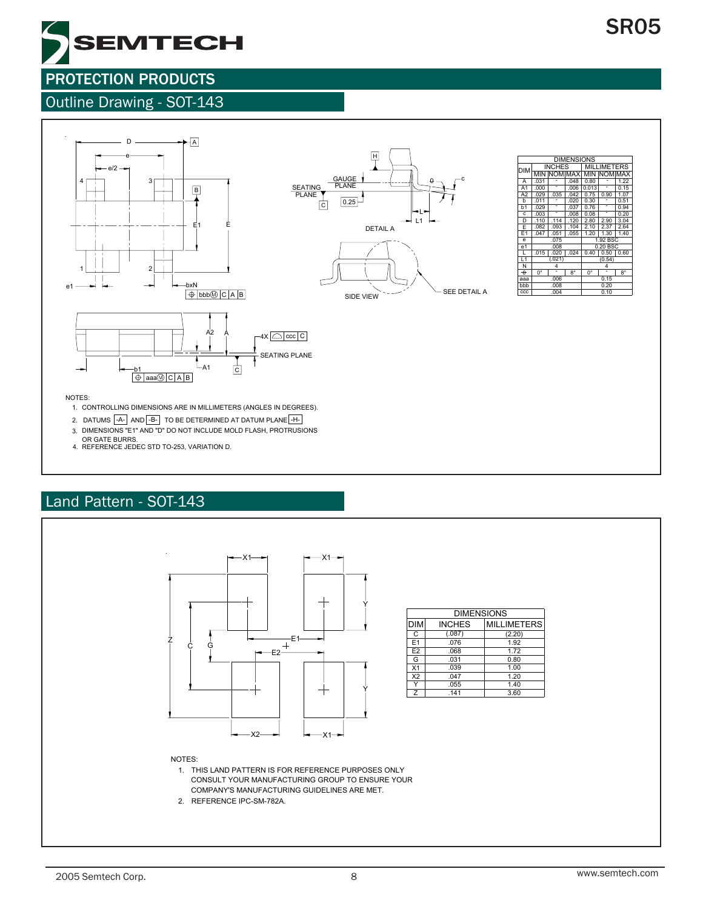## PROTECTION PRODUCTS

### Outline Drawing - SOT-143

| DIM | INCHES | | | MILLIMETERS | | |
|---|---|---|---|---|---|---|
| | MIN | NOM | MAX | MIN | NOM | MAX |
| A | .031 | - | .048 | 0.80 | - | 1.22 |
| A1 | .000 | - | .006 | 0.013 | - | 0.15 |
| A2 | .029 | .035 | .042 | 0.75 | 0.90 | 1.07 |
| b | .011 | - | .020 | 0.30 | - | 0.51 |
| b1 | .029 | - | .037 | 0.76 | - | 0.94 |
| c | .003 | - | .008 | 0.08 | - | 0.20 |
| D | .110 | .114 | .120 | 2.80 | 2.90 | 3.04 |
| E | .082 | .093 | .104 | 2.10 | 2.37 | 2.64 |
| E1 | .047 | .051 | .055 | 1.20 | 1.30 | 1.40 |
| e | | .075 | | | 1.92 BSC | |
| e1 | | .008 | | | 0.20 BSC | |
| L | .015 | .020 | .024 | 0.40 | 0.50 | 0.60 |
| L1 | | (.021) | | | (0.54) | |
| N | | 4 | | | 4 | |
| θ | 0° | - | 8° | 0° | - | 8° |
| aaa | | .006 | | | 0.15 | |
| bbb | | .008 | | | 0.20 | |
| ccc | | .004 | | | 0.10 | |

NOTES:

1. CONTROLLING DIMENSIONS ARE IN MILLIMETERS (ANGLES IN DEGREES).
2. DATUMS -A- AND -B- TO BE DETERMINED AT DATUM PLANE -H-
3. DIMENSIONS "E1" AND "D" DO NOT INCLUDE MOLD FLASH, PROTRUSIONS OR GATE BURRS.
4. REFERENCE JEDEC STD TO-253, VARIATION D.

### Land Pattern - SOT-143

| DIM | INCHES | MILLIMETERS |
|---|---|---|
| C | (.087) | (2.20) |
| E1 | .076 | 1.92 |
| E2 | .068 | 1.72 |
| G | .031 | 0.80 |
| X1 | .039 | 1.00 |
| X2 | .047 | 1.20 |
| Y | .055 | 1.40 |
| Z | .141 | 3.60 |

NOTES:

1. THIS LAND PATTERN IS FOR REFERENCE PURPOSES ONLY CONSULT YOUR MANUFACTURING GROUP TO ENSURE YOUR COMPANY'S MANUFACTURING GUIDELINES ARE MET.
2. REFERENCE IPC-SM-782A.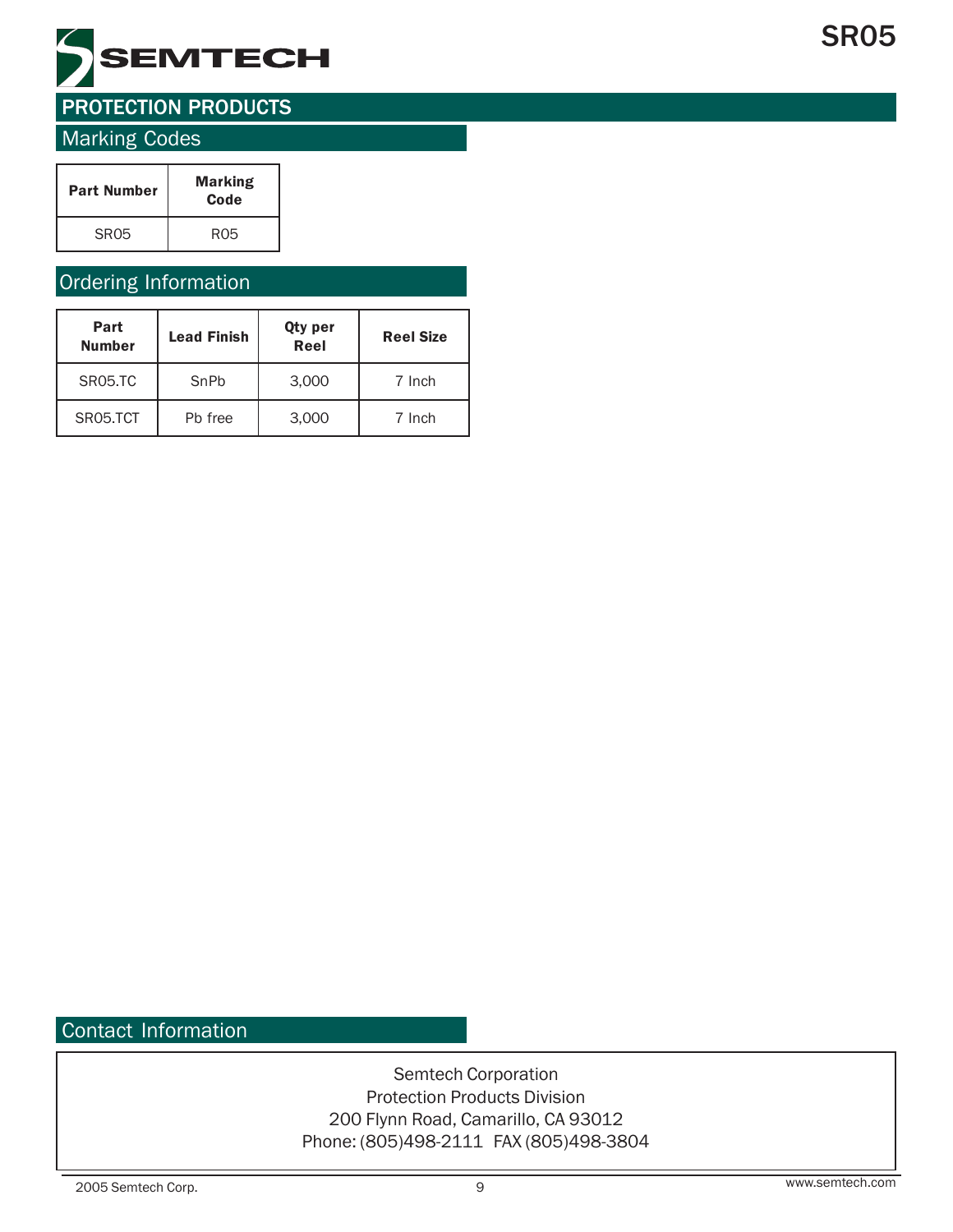## PROTECTION PRODUCTS

### Marking Codes

| Part Number | Marking Code |
|---|---|
| SR05 | R05 |

### Ordering Information

| Part Number | Lead Finish | Qty per Reel | Reel Size |
|---|---|---|---|
| SR05.TC | SnPb | 3,000 | 7 Inch |
| SR05.TCT | Pb free | 3,000 | 7 Inch |

### Contact Information

Semtech Corporation
Protection Products Division
200 Flynn Road, Camarillo, CA 93012
Phone: (805)498-2111 FAX (805)498-3804